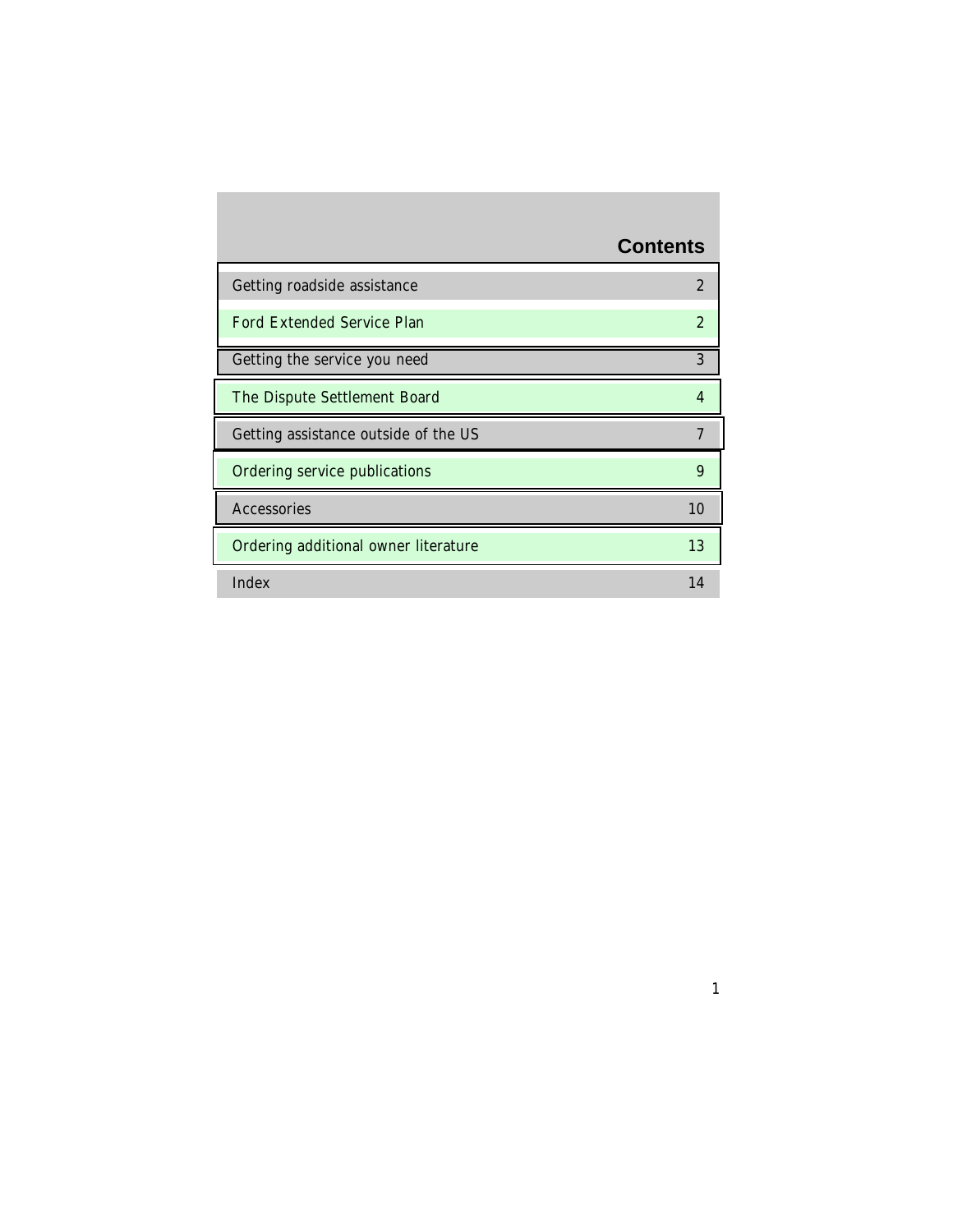# Contents

| | |
|---|---|
| Getting roadside assistance | 2 |
| Ford Extended Service Plan | 2 |
| Getting the service you need | 3 |
| The Dispute Settlement Board | 4 |
| Getting assistance outside of the US | 7 |
| Ordering service publications | 9 |
| Accessories | 10 |
| Ordering additional owner literature | 13 |
| Index | 14 |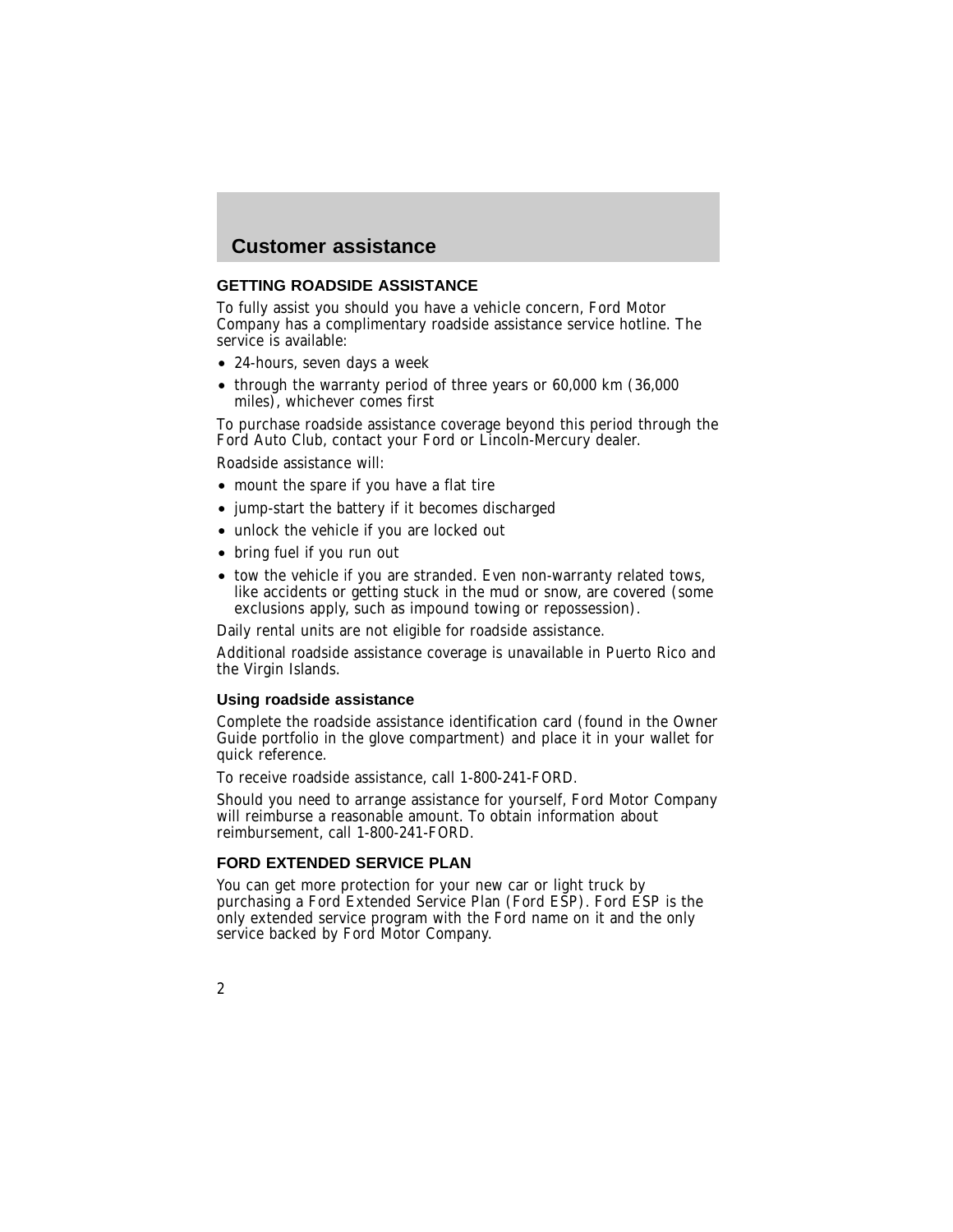# Customer assistance

## GETTING ROADSIDE ASSISTANCE

To fully assist you should you have a vehicle concern, Ford Motor Company has a complimentary roadside assistance service hotline. The service is available:

- 24-hours, seven days a week
- through the warranty period of three years or 60,000 km (36,000 miles), whichever comes first

To purchase roadside assistance coverage beyond this period through the Ford Auto Club, contact your Ford or Lincoln-Mercury dealer.

Roadside assistance will:

- mount the spare if you have a flat tire
- jump-start the battery if it becomes discharged
- unlock the vehicle if you are locked out
- bring fuel if you run out
- tow the vehicle if you are stranded. Even non-warranty related tows, like accidents or getting stuck in the mud or snow, are covered (some exclusions apply, such as impound towing or repossession).

Daily rental units are not eligible for roadside assistance.

Additional roadside assistance coverage is unavailable in Puerto Rico and the Virgin Islands.

### Using roadside assistance

Complete the roadside assistance identification card (found in the Owner Guide portfolio in the glove compartment) and place it in your wallet for quick reference.

To receive roadside assistance, call 1-800-241-FORD.

Should you need to arrange assistance for yourself, Ford Motor Company will reimburse a reasonable amount. To obtain information about reimbursement, call 1-800-241-FORD.

## FORD EXTENDED SERVICE PLAN

You can get more protection for your new car or light truck by purchasing a Ford Extended Service Plan (Ford ESP). Ford ESP is the only extended service program with the Ford name on it and the only service backed by Ford Motor Company.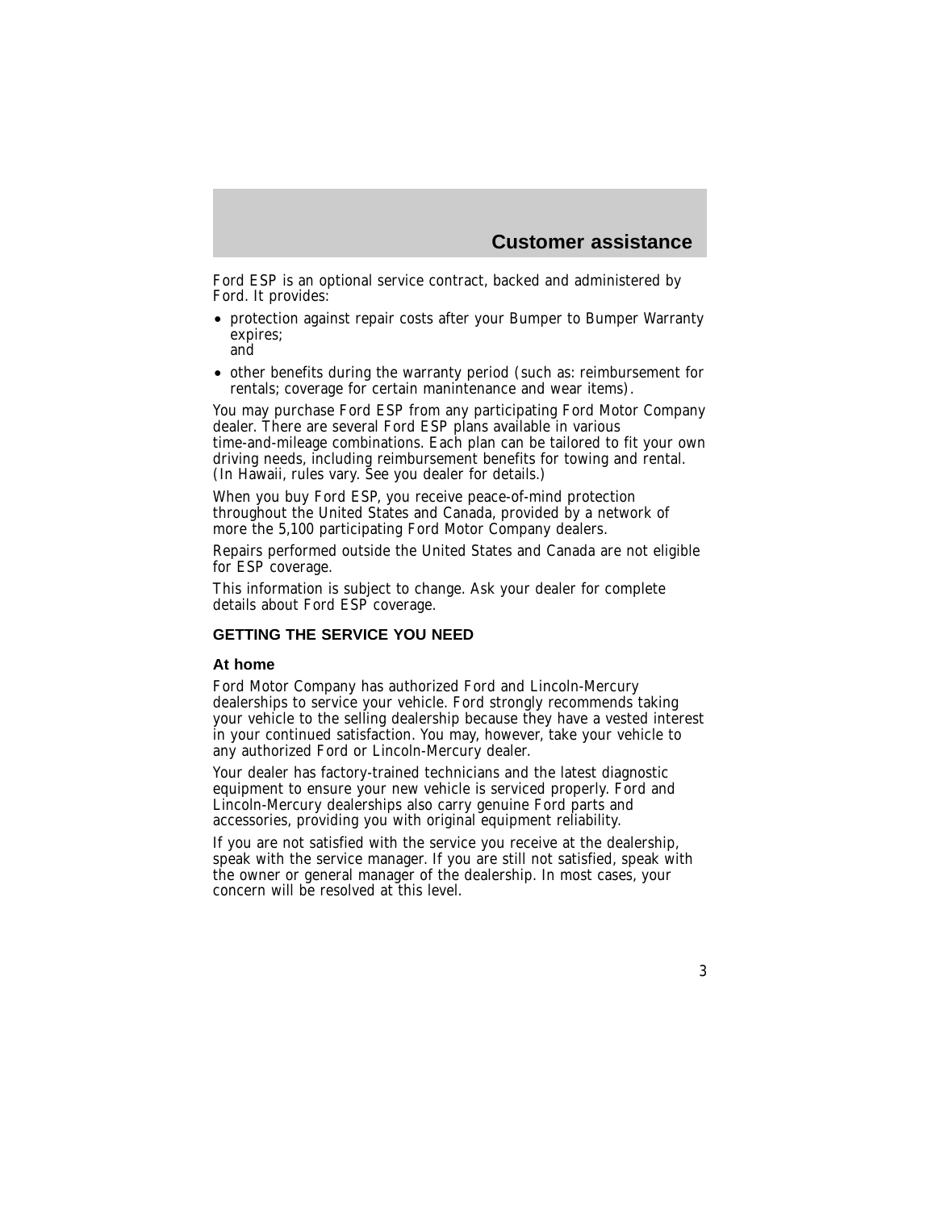Ford ESP is an optional service contract, backed and administered by Ford. It provides:

- protection against repair costs after your Bumper to Bumper Warranty expires;
  and
- other benefits during the warranty period (such as: reimbursement for rentals; coverage for certain manintenance and wear items).

You may purchase Ford ESP from any participating Ford Motor Company dealer. There are several Ford ESP plans available in various time-and-mileage combinations. Each plan can be tailored to fit your own driving needs, including reimbursement benefits for towing and rental. (In Hawaii, rules vary. See you dealer for details.)

When you buy Ford ESP, you receive peace-of-mind protection throughout the United States and Canada, provided by a network of more the 5,100 participating Ford Motor Company dealers.

Repairs performed outside the United States and Canada are not eligible for ESP coverage.

This information is subject to change. Ask your dealer for complete details about Ford ESP coverage.

## GETTING THE SERVICE YOU NEED

### At home

Ford Motor Company has authorized Ford and Lincoln-Mercury dealerships to service your vehicle. Ford strongly recommends taking your vehicle to the selling dealership because they have a vested interest in your continued satisfaction. You may, however, take your vehicle to any authorized Ford or Lincoln-Mercury dealer.

Your dealer has factory-trained technicians and the latest diagnostic equipment to ensure your new vehicle is serviced properly. Ford and Lincoln-Mercury dealerships also carry genuine Ford parts and accessories, providing you with original equipment reliability.

If you are not satisfied with the service you receive at the dealership, speak with the service manager. If you are still not satisfied, speak with the owner or general manager of the dealership. In most cases, your concern will be resolved at this level.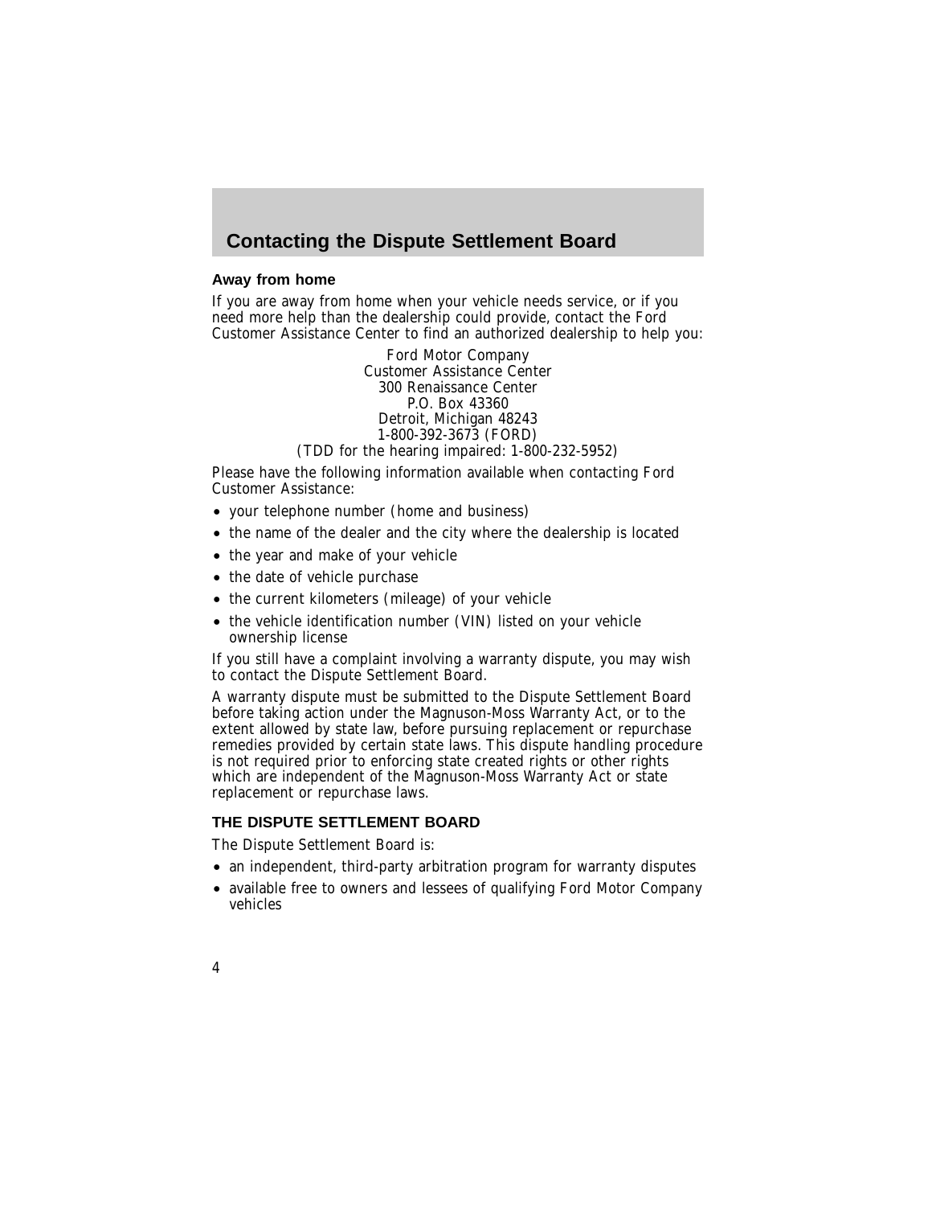# Contacting the Dispute Settlement Board

### Away from home

If you are away from home when your vehicle needs service, or if you need more help than the dealership could provide, contact the Ford Customer Assistance Center to find an authorized dealership to help you:

Ford Motor Company
Customer Assistance Center
300 Renaissance Center
P.O. Box 43360
Detroit, Michigan 48243
1-800-392-3673 (FORD)
(TDD for the hearing impaired: 1-800-232-5952)

Please have the following information available when contacting Ford Customer Assistance:

- your telephone number (home and business)
- the name of the dealer and the city where the dealership is located
- the year and make of your vehicle
- the date of vehicle purchase
- the current kilometers (mileage) of your vehicle
- the vehicle identification number (VIN) listed on your vehicle ownership license

If you still have a complaint involving a warranty dispute, you may wish to contact the Dispute Settlement Board.

A warranty dispute must be submitted to the Dispute Settlement Board before taking action under the Magnuson-Moss Warranty Act, or to the extent allowed by state law, before pursuing replacement or repurchase remedies provided by certain state laws. This dispute handling procedure is not required prior to enforcing state created rights or other rights which are independent of the Magnuson-Moss Warranty Act or state replacement or repurchase laws.

## THE DISPUTE SETTLEMENT BOARD

The Dispute Settlement Board is:

- an independent, third-party arbitration program for warranty disputes
- available free to owners and lessees of qualifying Ford Motor Company vehicles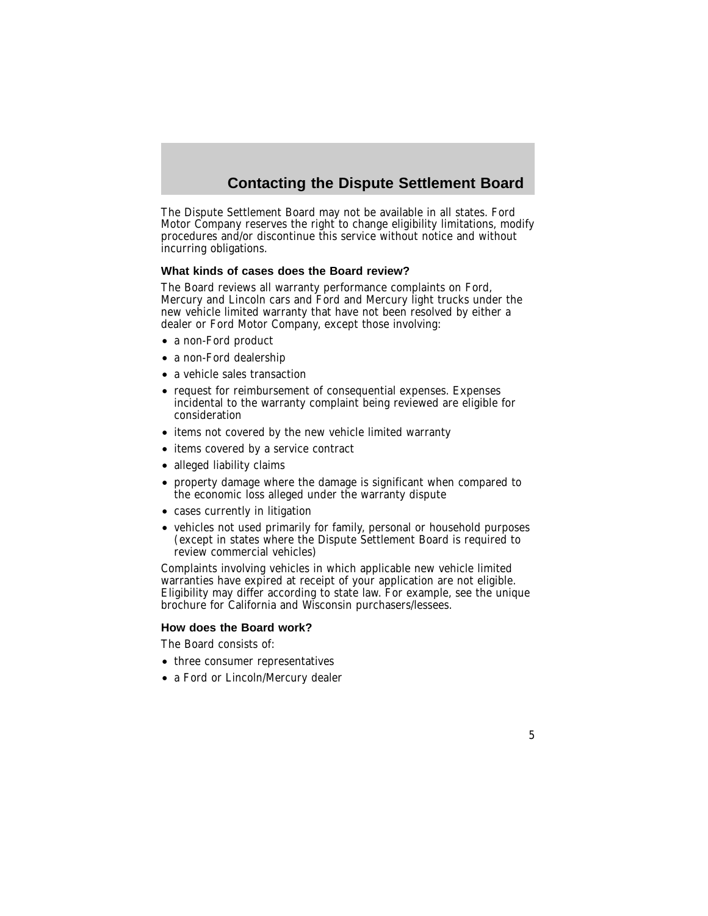# Contacting the Dispute Settlement Board

The Dispute Settlement Board may not be available in all states. Ford Motor Company reserves the right to change eligibility limitations, modify procedures and/or discontinue this service without notice and without incurring obligations.

### What kinds of cases does the Board review?

The Board reviews all warranty performance complaints on Ford, Mercury and Lincoln cars and Ford and Mercury light trucks under the new vehicle limited warranty that have not been resolved by either a dealer or Ford Motor Company, except those involving:

- a non-Ford product
- a non-Ford dealership
- a vehicle sales transaction
- request for reimbursement of consequential expenses. Expenses incidental to the warranty complaint being reviewed are eligible for consideration
- items not covered by the new vehicle limited warranty
- items covered by a service contract
- alleged liability claims
- property damage where the damage is significant when compared to the economic loss alleged under the warranty dispute
- cases currently in litigation
- vehicles not used primarily for family, personal or household purposes (except in states where the Dispute Settlement Board is required to review commercial vehicles)

Complaints involving vehicles in which applicable new vehicle limited warranties have expired at receipt of your application are not eligible. Eligibility may differ according to state law. For example, see the unique brochure for California and Wisconsin purchasers/lessees.

### How does the Board work?

The Board consists of:

- three consumer representatives
- a Ford or Lincoln/Mercury dealer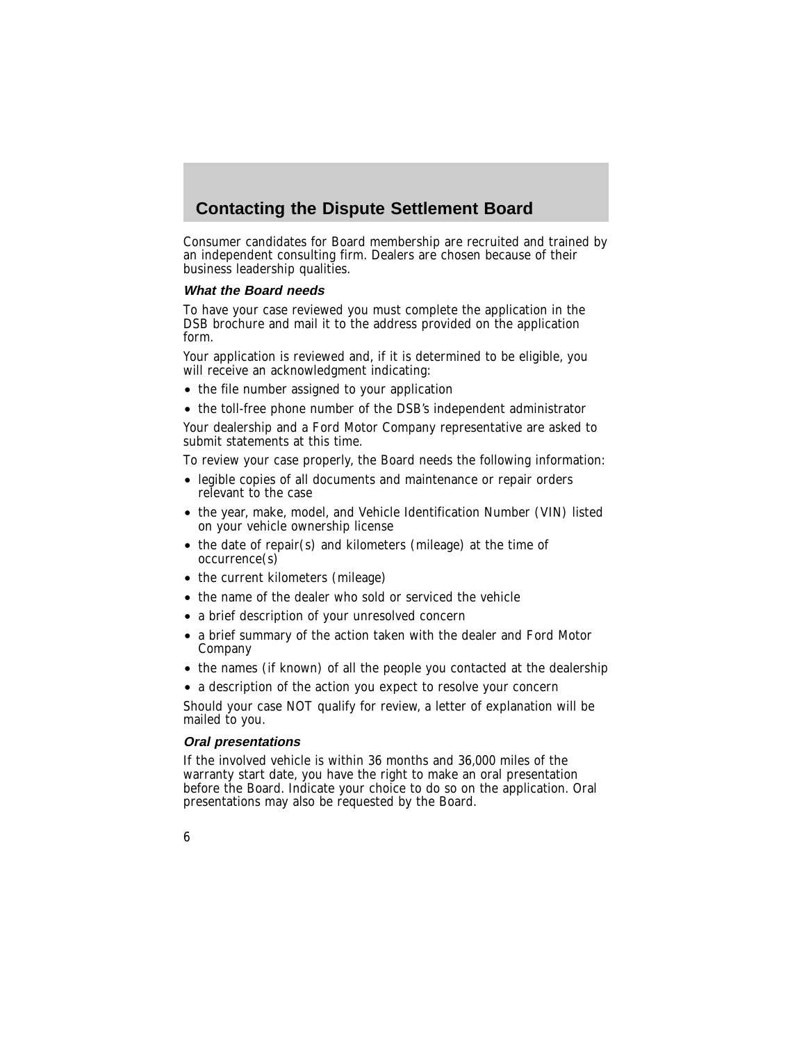## Contacting the Dispute Settlement Board

Consumer candidates for Board membership are recruited and trained by an independent consulting firm. Dealers are chosen because of their business leadership qualities.

### *What the Board needs*

To have your case reviewed you must complete the application in the DSB brochure and mail it to the address provided on the application form.

Your application is reviewed and, if it is determined to be eligible, you will receive an acknowledgment indicating:

- the file number assigned to your application
- the toll-free phone number of the DSB's independent administrator

Your dealership and a Ford Motor Company representative are asked to submit statements at this time.

To review your case properly, the Board needs the following information:

- legible copies of all documents and maintenance or repair orders relevant to the case
- the year, make, model, and Vehicle Identification Number (VIN) listed on your vehicle ownership license
- the date of repair(s) and kilometers (mileage) at the time of occurrence(s)
- the current kilometers (mileage)
- the name of the dealer who sold or serviced the vehicle
- a brief description of your unresolved concern
- a brief summary of the action taken with the dealer and Ford Motor Company
- the names (if known) of all the people you contacted at the dealership
- a description of the action you expect to resolve your concern

Should your case NOT qualify for review, a letter of explanation will be mailed to you.

### *Oral presentations*

If the involved vehicle is within 36 months and 36,000 miles of the warranty start date, you have the right to make an oral presentation before the Board. Indicate your choice to do so on the application. Oral presentations may also be requested by the Board.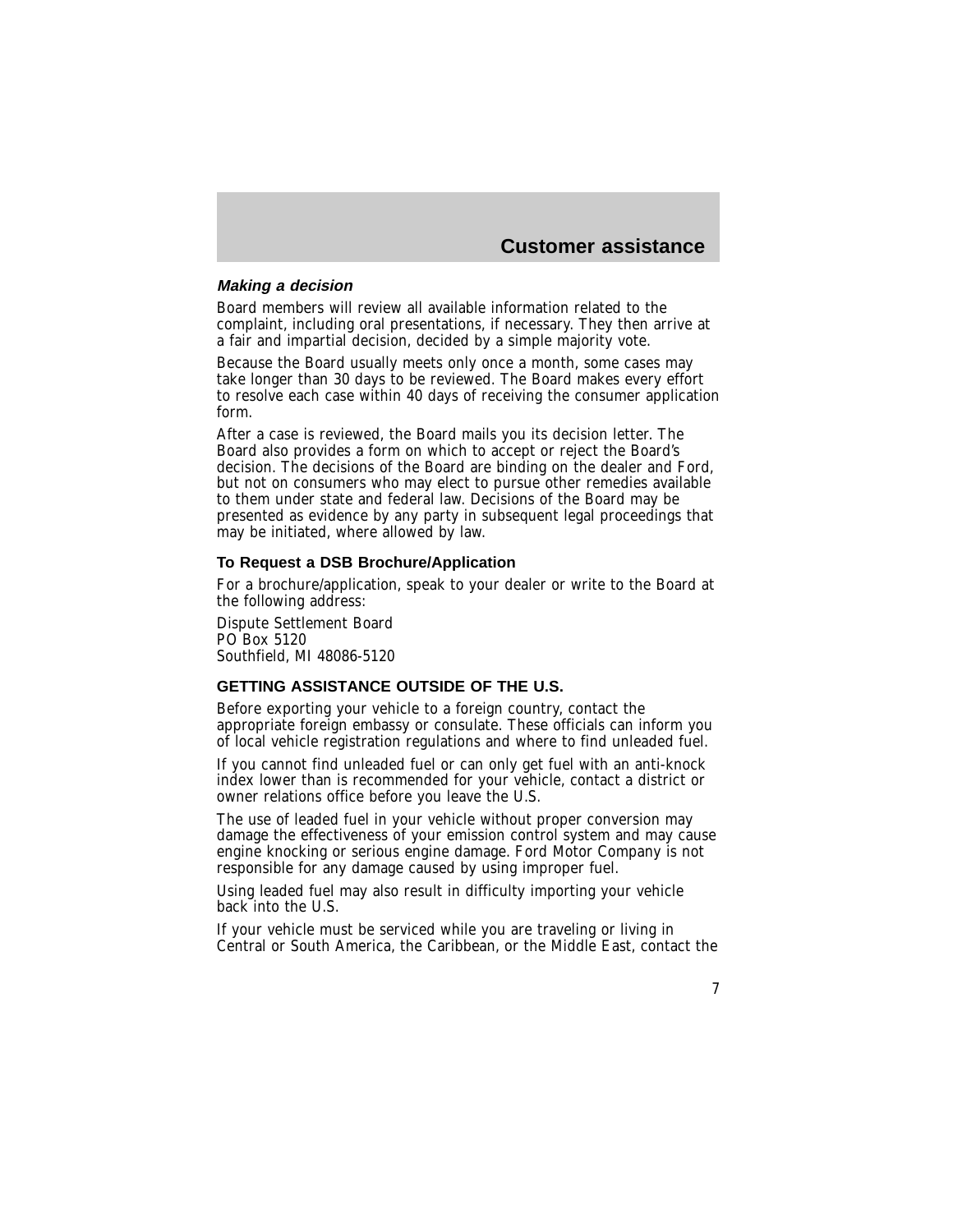#### *Making a decision*

Board members will review all available information related to the complaint, including oral presentations, if necessary. They then arrive at a fair and impartial decision, decided by a simple majority vote.

Because the Board usually meets only once a month, some cases may take longer than 30 days to be reviewed. The Board makes every effort to resolve each case within 40 days of receiving the consumer application form.

After a case is reviewed, the Board mails you its decision letter. The Board also provides a form on which to accept or reject the Board's decision. The decisions of the Board are binding on the dealer and Ford, but not on consumers who may elect to pursue other remedies available to them under state and federal law. Decisions of the Board may be presented as evidence by any party in subsequent legal proceedings that may be initiated, where allowed by law.

### To Request a DSB Brochure/Application

For a brochure/application, speak to your dealer or write to the Board at the following address:

Dispute Settlement Board
PO Box 5120
Southfield, MI 48086-5120

## GETTING ASSISTANCE OUTSIDE OF THE U.S.

Before exporting your vehicle to a foreign country, contact the appropriate foreign embassy or consulate. These officials can inform you of local vehicle registration regulations and where to find unleaded fuel.

If you cannot find unleaded fuel or can only get fuel with an anti-knock index lower than is recommended for your vehicle, contact a district or owner relations office before you leave the U.S.

The use of leaded fuel in your vehicle without proper conversion may damage the effectiveness of your emission control system and may cause engine knocking or serious engine damage. Ford Motor Company is not responsible for any damage caused by using improper fuel.

Using leaded fuel may also result in difficulty importing your vehicle back into the U.S.

If your vehicle must be serviced while you are traveling or living in Central or South America, the Caribbean, or the Middle East, contact the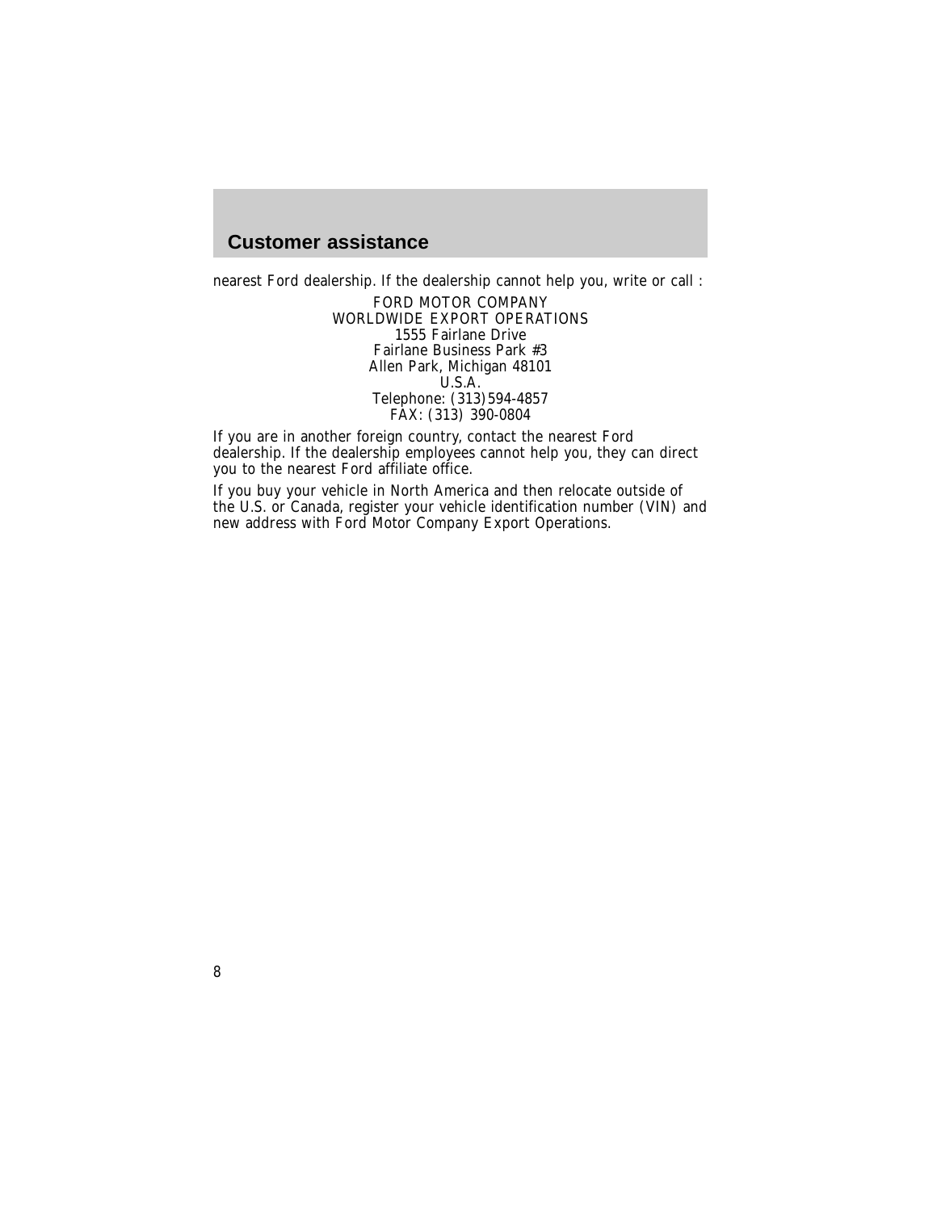## Customer assistance

nearest Ford dealership. If the dealership cannot help you, write or call :

FORD MOTOR COMPANY  
WORLDWIDE EXPORT OPERATIONS  
1555 Fairlane Drive  
Fairlane Business Park #3  
Allen Park, Michigan 48101  
U.S.A.  
Telephone: (313)594-4857  
FAX: (313) 390-0804

If you are in another foreign country, contact the nearest Ford dealership. If the dealership employees cannot help you, they can direct you to the nearest Ford affiliate office.

If you buy your vehicle in North America and then relocate outside of the U.S. or Canada, register your vehicle identification number (VIN) and new address with Ford Motor Company Export Operations.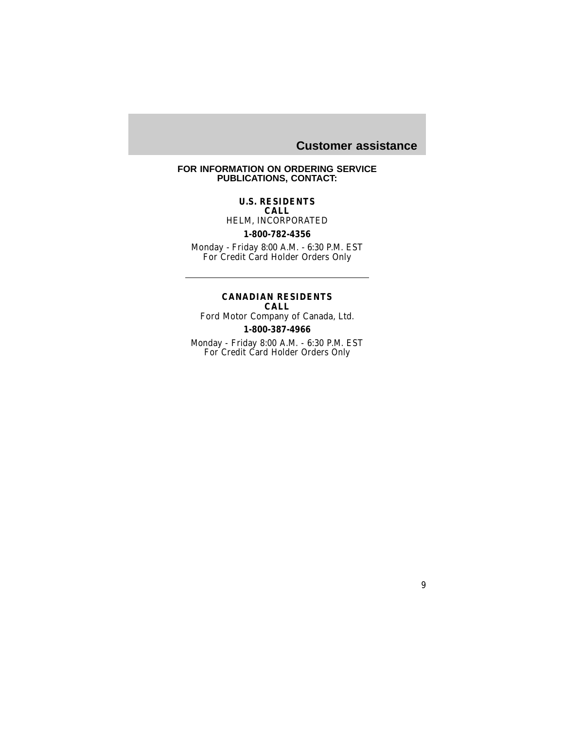# Customer assistance

**FOR INFORMATION ON ORDERING SERVICE PUBLICATIONS, CONTACT:**

**U.S. RESIDENTS**
**CALL**
HELM, INCORPORATED

**1-800-782-4356**

Monday - Friday 8:00 A.M. - 6:30 P.M. EST
For Credit Card Holder Orders Only

---

**CANADIAN RESIDENTS**
**CALL**
Ford Motor Company of Canada, Ltd.

**1-800-387-4966**

Monday - Friday 8:00 A.M. - 6:30 P.M. EST
For Credit Card Holder Orders Only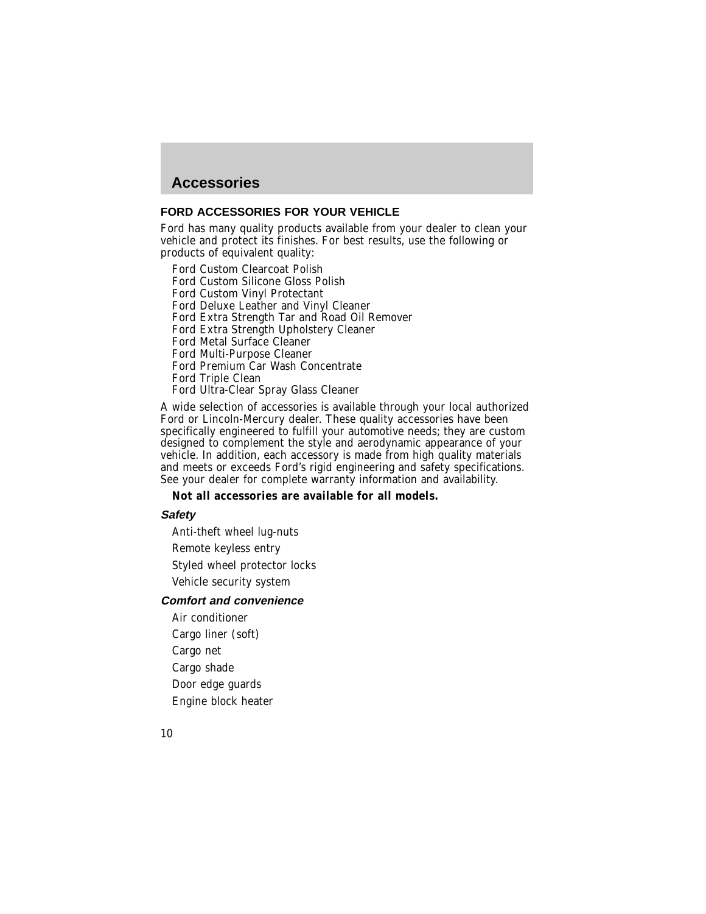# Accessories

## FORD ACCESSORIES FOR YOUR VEHICLE

Ford has many quality products available from your dealer to clean your vehicle and protect its finishes. For best results, use the following or products of equivalent quality:

- Ford Custom Clearcoat Polish
- Ford Custom Silicone Gloss Polish
- Ford Custom Vinyl Protectant
- Ford Deluxe Leather and Vinyl Cleaner
- Ford Extra Strength Tar and Road Oil Remover
- Ford Extra Strength Upholstery Cleaner
- Ford Metal Surface Cleaner
- Ford Multi-Purpose Cleaner
- Ford Premium Car Wash Concentrate
- Ford Triple Clean
- Ford Ultra-Clear Spray Glass Cleaner

A wide selection of accessories is available through your local authorized Ford or Lincoln-Mercury dealer. These quality accessories have been specifically engineered to fulfill your automotive needs; they are custom designed to complement the style and aerodynamic appearance of your vehicle. In addition, each accessory is made from high quality materials and meets or exceeds Ford's rigid engineering and safety specifications. See your dealer for complete warranty information and availability.

**Not all accessories are available for all models.**

### *Safety*

- Anti-theft wheel lug-nuts
- Remote keyless entry
- Styled wheel protector locks
- Vehicle security system

### *Comfort and convenience*

- Air conditioner
- Cargo liner (soft)
- Cargo net
- Cargo shade
- Door edge guards
- Engine block heater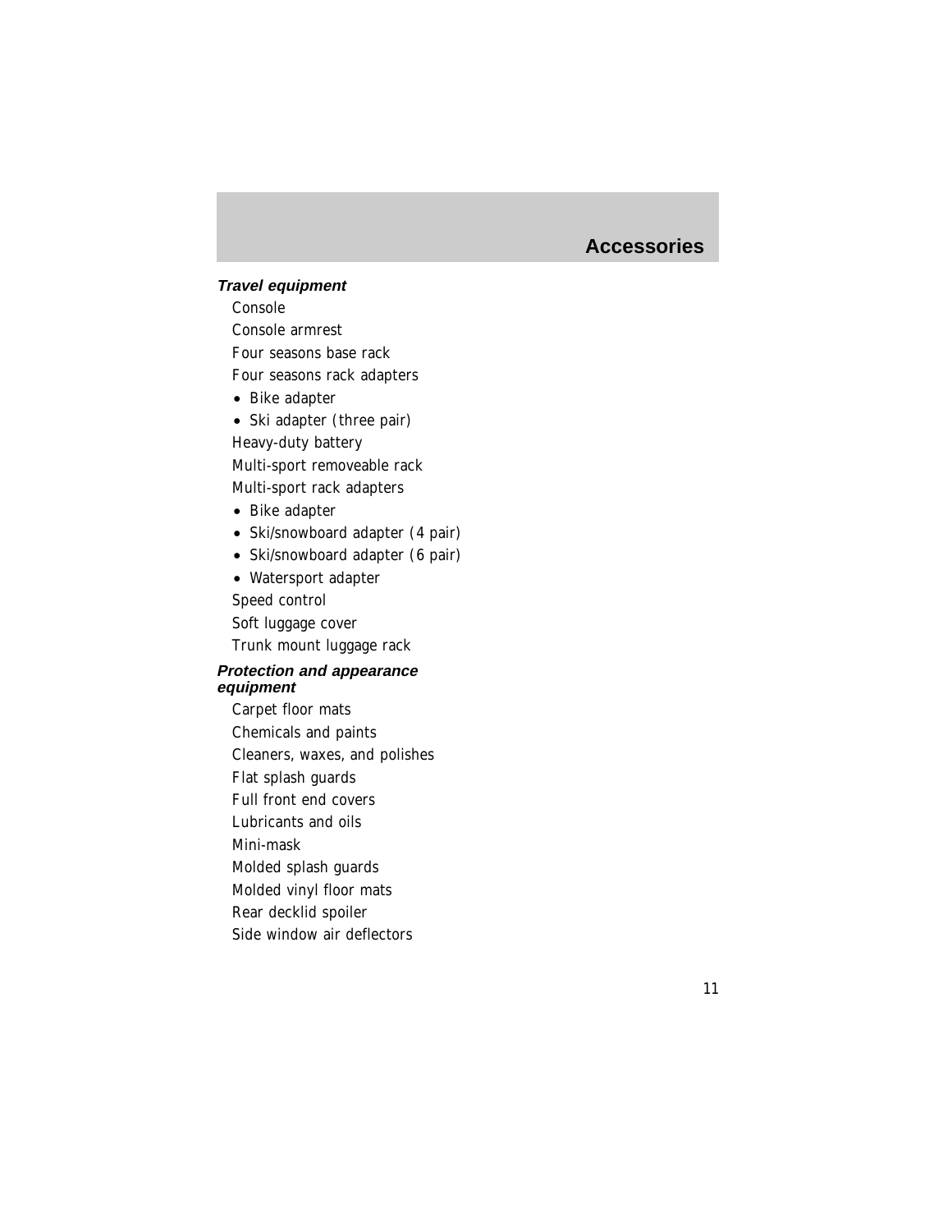# Accessories

### *Travel equipment*

Console

Console armrest

Four seasons base rack

Four seasons rack adapters

- Bike adapter
- Ski adapter (three pair)

Heavy-duty battery

Multi-sport removeable rack

Multi-sport rack adapters

- Bike adapter
- Ski/snowboard adapter (4 pair)
- Ski/snowboard adapter (6 pair)
- Watersport adapter

Speed control

Soft luggage cover

Trunk mount luggage rack

### *Protection and appearance equipment*

Carpet floor mats

Chemicals and paints

Cleaners, waxes, and polishes

Flat splash guards

Full front end covers

Lubricants and oils

Mini-mask

Molded splash guards

Molded vinyl floor mats

Rear decklid spoiler

Side window air deflectors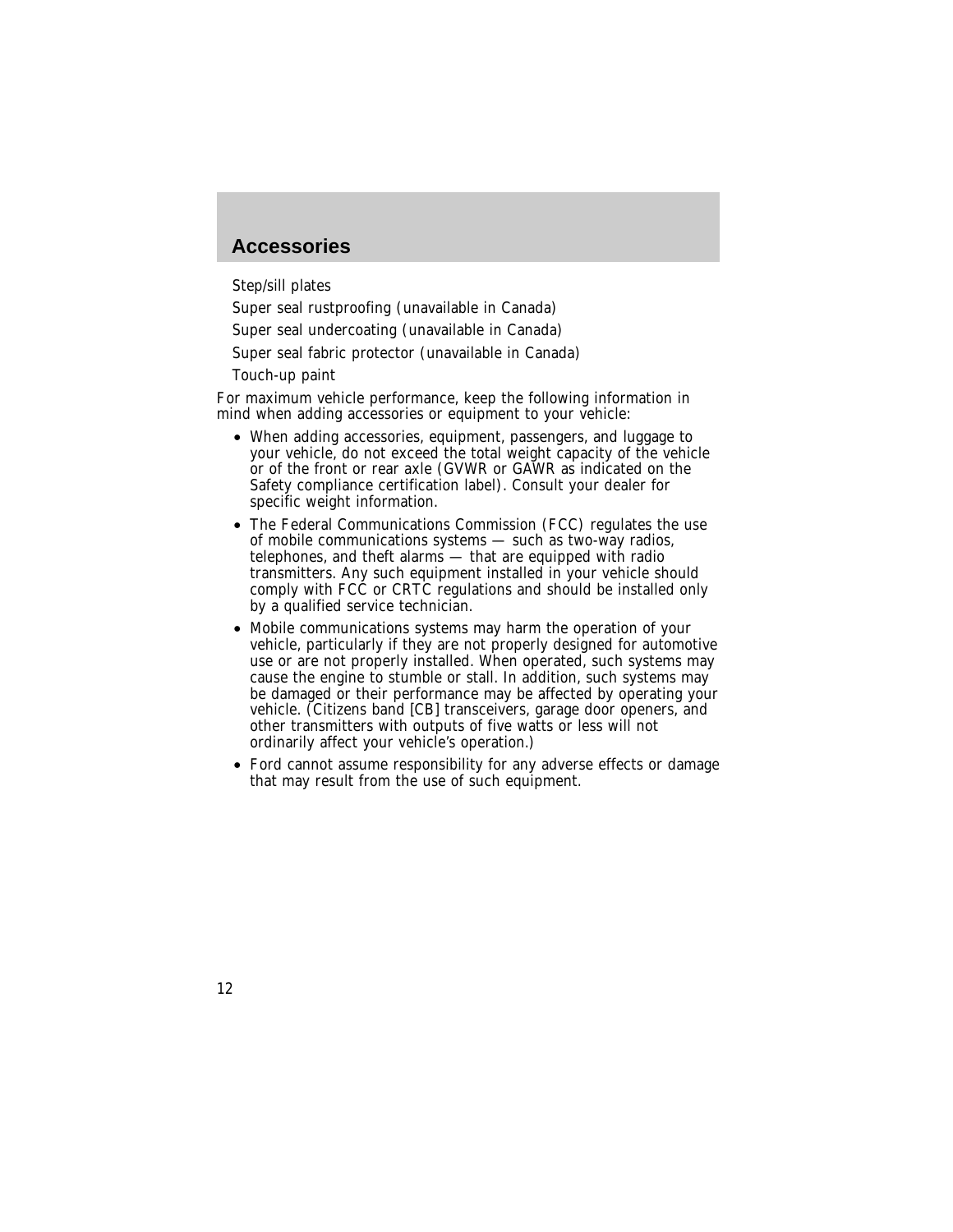# Accessories

Step/sill plates

Super seal rustproofing (unavailable in Canada)

Super seal undercoating (unavailable in Canada)

Super seal fabric protector (unavailable in Canada)

Touch-up paint

For maximum vehicle performance, keep the following information in mind when adding accessories or equipment to your vehicle:

- When adding accessories, equipment, passengers, and luggage to your vehicle, do not exceed the total weight capacity of the vehicle or of the front or rear axle (GVWR or GAWR as indicated on the Safety compliance certification label). Consult your dealer for specific weight information.
- The Federal Communications Commission (FCC) regulates the use of mobile communications systems — such as two-way radios, telephones, and theft alarms — that are equipped with radio transmitters. Any such equipment installed in your vehicle should comply with FCC or CRTC regulations and should be installed only by a qualified service technician.
- Mobile communications systems may harm the operation of your vehicle, particularly if they are not properly designed for automotive use or are not properly installed. When operated, such systems may cause the engine to stumble or stall. In addition, such systems may be damaged or their performance may be affected by operating your vehicle. (Citizens band [CB] transceivers, garage door openers, and other transmitters with outputs of five watts or less will not ordinarily affect your vehicle's operation.)
- Ford cannot assume responsibility for any adverse effects or damage that may result from the use of such equipment.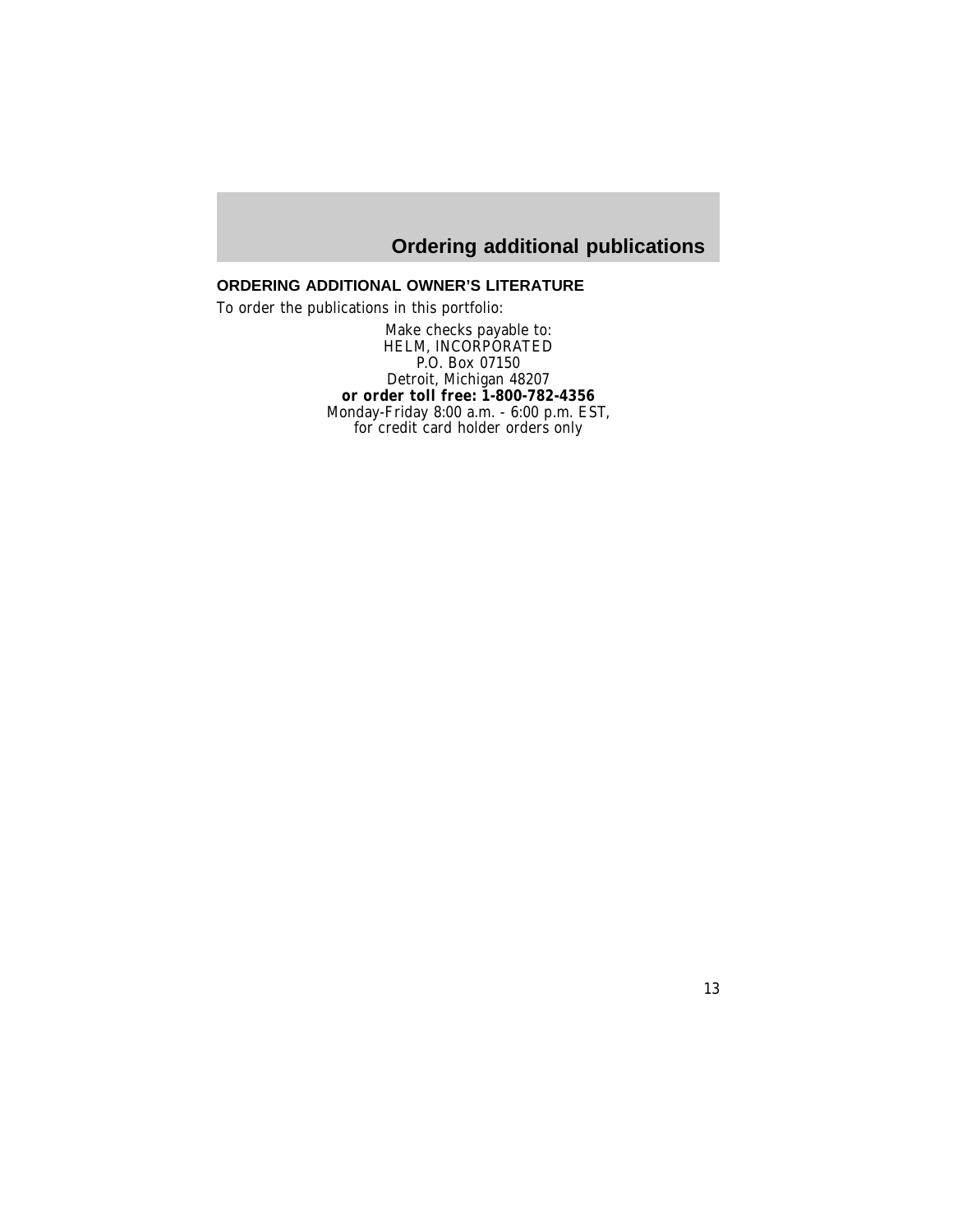# Ordering additional publications

## ORDERING ADDITIONAL OWNER'S LITERATURE

To order the publications in this portfolio:

Make checks payable to:
HELM, INCORPORATED
P.O. Box 07150
Detroit, Michigan 48207
**or order toll free: 1-800-782-4356**
Monday-Friday 8:00 a.m. - 6:00 p.m. EST,
for credit card holder orders only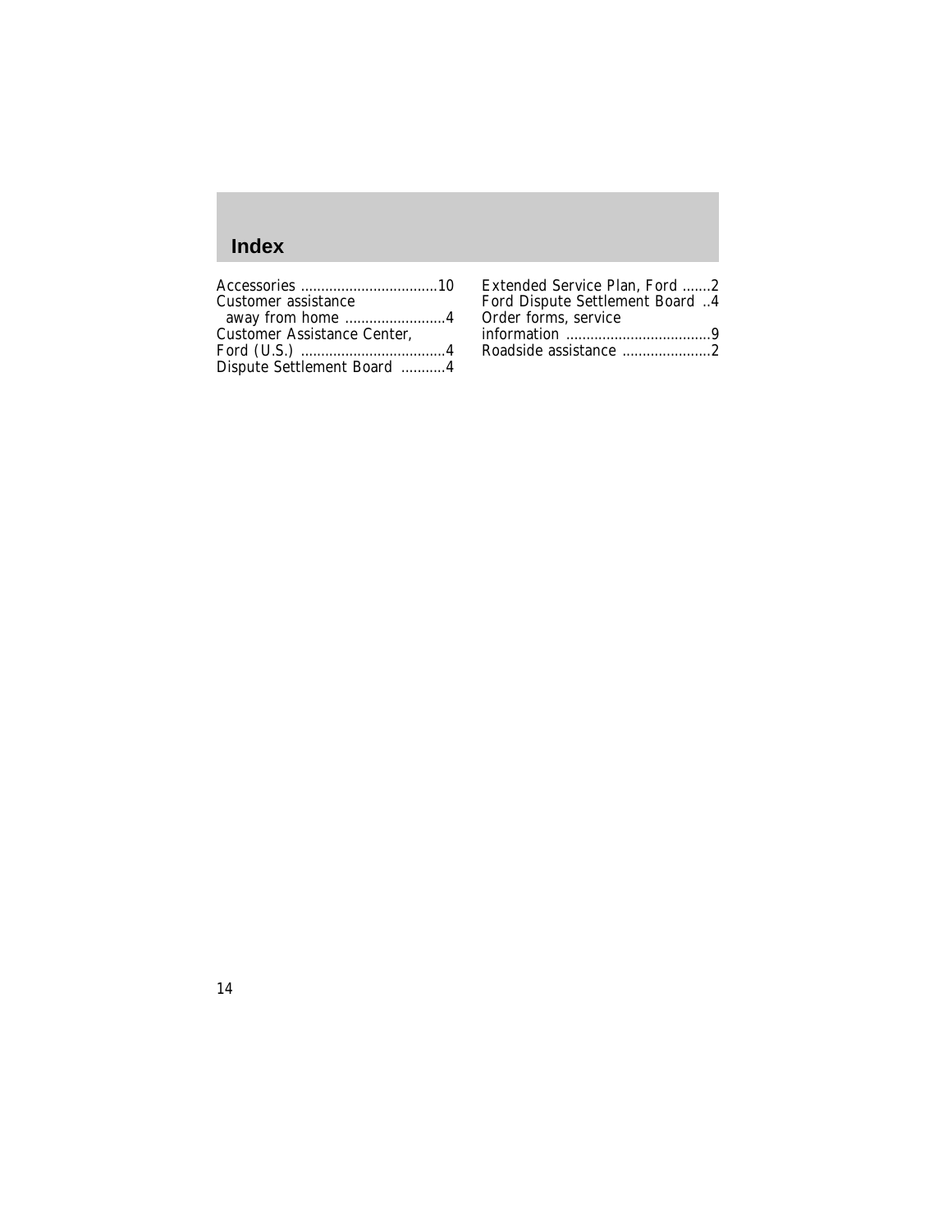# Index

Accessories ..................................10
Customer assistance
  away from home .........................4
Customer Assistance Center,
Ford (U.S.) ....................................4
Dispute Settlement Board ...........4

Extended Service Plan, Ford .......2
Ford Dispute Settlement Board ..4
Order forms, service
information ....................................9
Roadside assistance ......................2